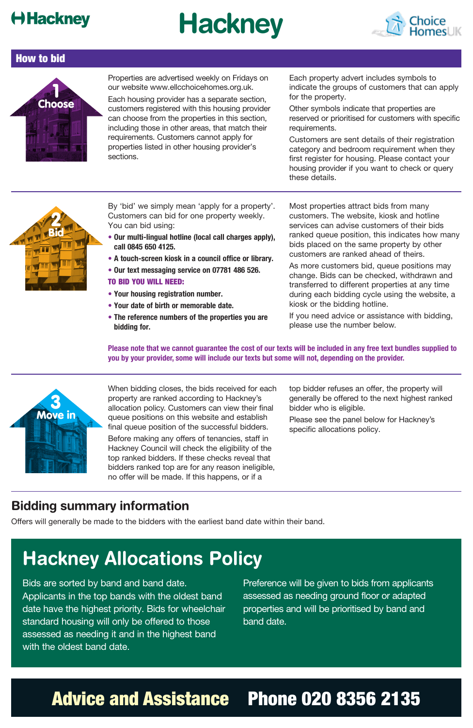# Hackney

## How to bid

### 1 Choose

Properties are advertised weekly on Fridays on our website www.ellcchoicehomes.org.uk.

Each housing provider has a separate section, customers registered with this housing provider can choose from the properties in this section, including those in other areas, that match their requirements. Customers cannot apply for properties listed in other housing provider's sections.

Each property advert includes symbols to indicate the groups of customers that can apply for the property.

Other symbols indicate that properties are reserved or prioritised for customers with specific requirements.

Customers are sent details of their registration category and bedroom requirement when they first register for housing. Please contact your housing provider if you want to check or query these details.

### 2 Bid

By 'bid' we simply mean 'apply for a property'. Customers can bid for one property weekly. You can bid using:

- **Our multi-lingual hotline (local call charges apply), call 0845 650 4125.**
- **A touch-screen kiosk in a council office or library.**
- **Our text messaging service on 07781 486 526.**

**TO BID YOU WILL NEED:**

- **Your housing registration number.**
- **Your date of birth or memorable date.**
- **The reference numbers of the properties you are bidding for.**

Most properties attract bids from many customers. The website, kiosk and hotline services can advise customers of their bids ranked queue position, this indicates how many bids placed on the same property by other customers are ranked ahead of theirs.

As more customers bid, queue positions may change. Bids can be checked, withdrawn and transferred to different properties at any time during each bidding cycle using the website, a kiosk or the bidding hotline.

If you need advice or assistance with bidding, please use the number below.

**Please note that we cannot guarantee the cost of our texts will be included in any free text bundles supplied to you by your provider, some will include our texts but some will not, depending on the provider.**

### 3 Move in

When bidding closes, the bids received for each property are ranked according to Hackney's allocation policy. Customers can view their final queue positions on this website and establish final queue position of the successful bidders.

Before making any offers of tenancies, staff in Hackney Council will check the eligibility of the top ranked bidders. If these checks reveal that bidders ranked top are for any reason ineligible, no offer will be made. If this happens, or if a top bidder refuses an offer, the property will generally be offered to the next highest ranked bidder who is eligible.

Please see the panel below for Hackney's specific allocations policy.

## Bidding summary information

Offers will generally be made to the bidders with the earliest band date within their band.

## Hackney Allocations Policy

Bids are sorted by band and band date. Applicants in the top bands with the oldest band date have the highest priority. Bids for wheelchair standard housing will only be offered to those assessed as needing it and in the highest band with the oldest band date.

Preference will be given to bids from applicants assessed as needing ground floor or adapted properties and will be prioritised by band and band date.

## Advice and Assistance Phone 020 8356 2135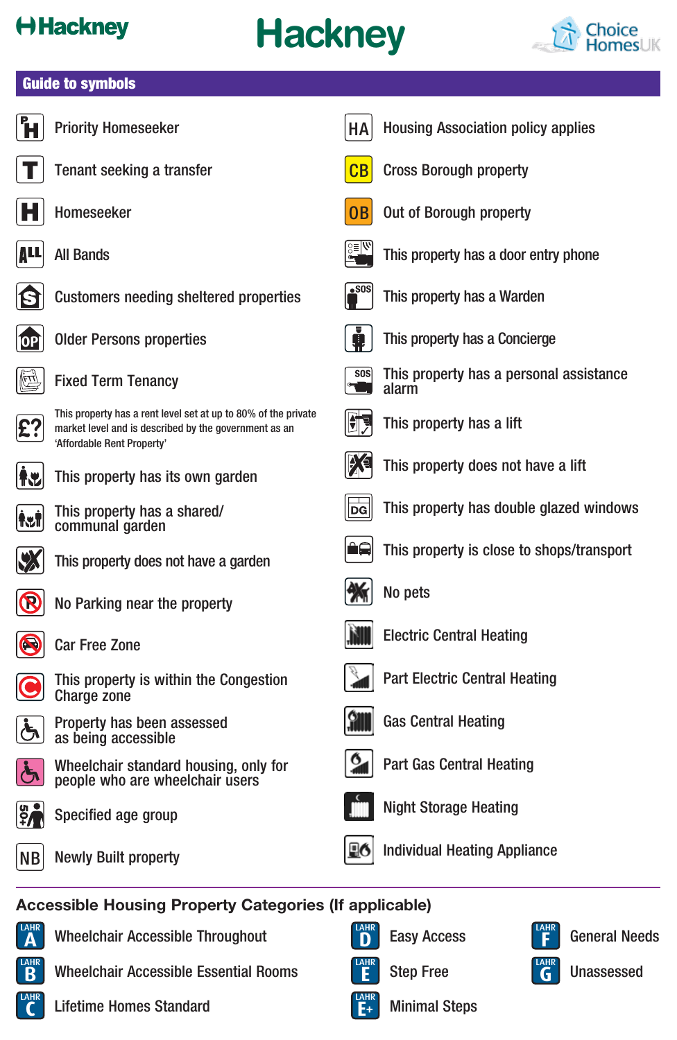# Hackney

## Guide to symbols

| Symbol | Meaning |
| --- | --- |
| PH | Priority Homeseeker |
| T | Tenant seeking a transfer |
| H | Homeseeker |
| ALL | All Bands |
| S | Customers needing sheltered properties |
| OP | Older Persons properties |
| | Fixed Term Tenancy |
| £? | This property has a rent level set at up to 80% of the private market level and is described by the government as an 'Affordable Rent Property' |
| | This property has its own garden |
| | This property has a shared/ communal garden |
| | This property does not have a garden |
| | No Parking near the property |
| | Car Free Zone |
| C | This property is within the Congestion Charge zone |
| | Property has been assessed as being accessible |
| | Wheelchair standard housing, only for people who are wheelchair users |
| 50+ | Specified age group |
| NB | Newly Built property |
| HA | Housing Association policy applies |
| CB | Cross Borough property |
| OB | Out of Borough property |
| | This property has a door entry phone |
| SOS | This property has a Warden |
| | This property has a Concierge |
| SOS | This property has a personal assistance alarm |
| | This property has a lift |
| | This property does not have a lift |
| DG | This property has double glazed windows |
| | This property is close to shops/transport |
| | No pets |
| | Electric Central Heating |
| | Part Electric Central Heating |
| | Gas Central Heating |
| | Part Gas Central Heating |
| | Night Storage Heating |
| | Individual Heating Appliance |

## Accessible Housing Property Categories (If applicable)

| Symbol | Category |
| --- | --- |
| LAHR A | Wheelchair Accessible Throughout |
| LAHR B | Wheelchair Accessible Essential Rooms |
| LAHR C | Lifetime Homes Standard |
| LAHR D | Easy Access |
| LAHR E | Step Free |
| LAHR E+ | Minimal Steps |
| LAHR F | General Needs |
| LAHR G | Unassessed |